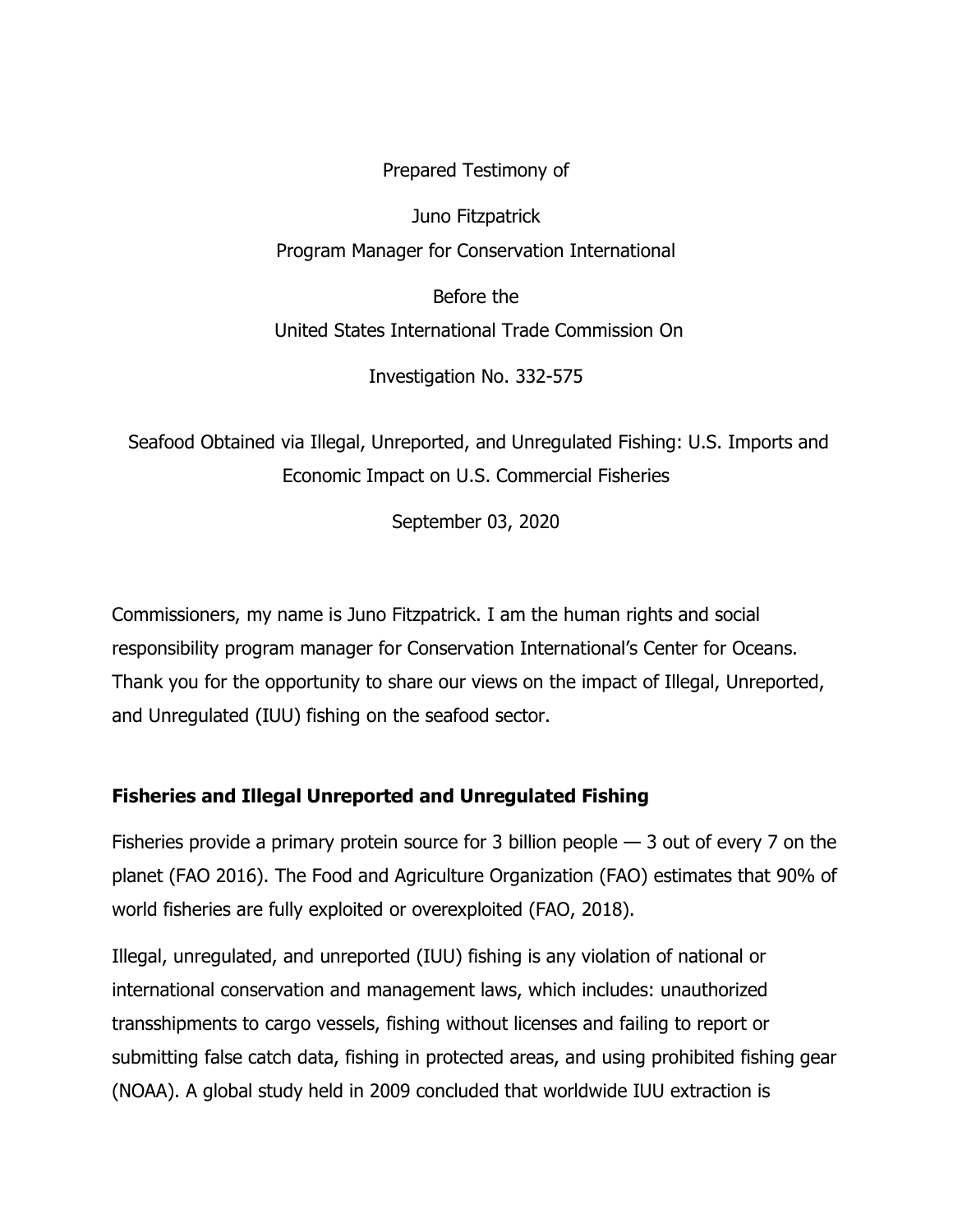Prepared Testimony of

Juno Fitzpatrick

Program Manager for Conservation International

Before the

United States International Trade Commission On

Investigation No. 332-575

Seafood Obtained via Illegal, Unreported, and Unregulated Fishing: U.S. Imports and Economic Impact on U.S. Commercial Fisheries

September 03, 2020

Commissioners, my name is Juno Fitzpatrick. I am the human rights and social responsibility program manager for Conservation International's Center for Oceans. Thank you for the opportunity to share our views on the impact of Illegal, Unreported, and Unregulated (IUU) fishing on the seafood sector.

## Fisheries and Illegal Unreported and Unregulated Fishing

Fisheries provide a primary protein source for 3 billion people — 3 out of every 7 on the planet (FAO 2016). The Food and Agriculture Organization (FAO) estimates that 90% of world fisheries are fully exploited or overexploited (FAO, 2018).

Illegal, unregulated, and unreported (IUU) fishing is any violation of national or international conservation and management laws, which includes: unauthorized transshipments to cargo vessels, fishing without licenses and failing to report or submitting false catch data, fishing in protected areas, and using prohibited fishing gear (NOAA). A global study held in 2009 concluded that worldwide IUU extraction is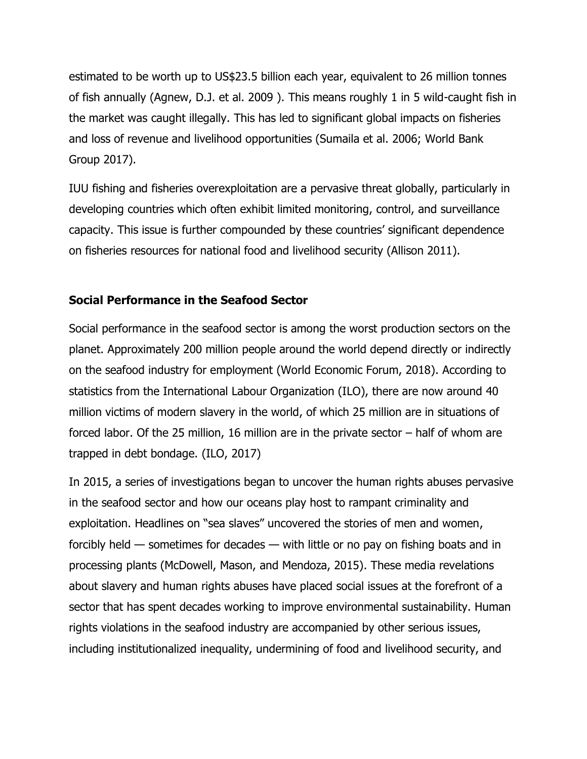estimated to be worth up to US$23.5 billion each year, equivalent to 26 million tonnes of fish annually (Agnew, D.J. et al. 2009 ). This means roughly 1 in 5 wild-caught fish in the market was caught illegally. This has led to significant global impacts on fisheries and loss of revenue and livelihood opportunities (Sumaila et al. 2006; World Bank Group 2017).

IUU fishing and fisheries overexploitation are a pervasive threat globally, particularly in developing countries which often exhibit limited monitoring, control, and surveillance capacity. This issue is further compounded by these countries' significant dependence on fisheries resources for national food and livelihood security (Allison 2011).

## Social Performance in the Seafood Sector

Social performance in the seafood sector is among the worst production sectors on the planet. Approximately 200 million people around the world depend directly or indirectly on the seafood industry for employment (World Economic Forum, 2018). According to statistics from the International Labour Organization (ILO), there are now around 40 million victims of modern slavery in the world, of which 25 million are in situations of forced labor. Of the 25 million, 16 million are in the private sector – half of whom are trapped in debt bondage. (ILO, 2017)

In 2015, a series of investigations began to uncover the human rights abuses pervasive in the seafood sector and how our oceans play host to rampant criminality and exploitation. Headlines on "sea slaves" uncovered the stories of men and women, forcibly held — sometimes for decades — with little or no pay on fishing boats and in processing plants (McDowell, Mason, and Mendoza, 2015). These media revelations about slavery and human rights abuses have placed social issues at the forefront of a sector that has spent decades working to improve environmental sustainability. Human rights violations in the seafood industry are accompanied by other serious issues, including institutionalized inequality, undermining of food and livelihood security, and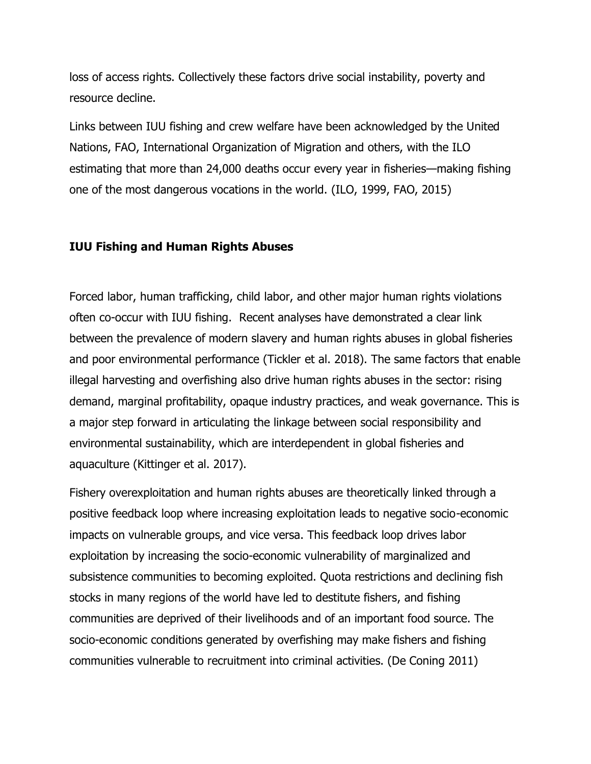loss of access rights. Collectively these factors drive social instability, poverty and resource decline.

Links between IUU fishing and crew welfare have been acknowledged by the United Nations, FAO, International Organization of Migration and others, with the ILO estimating that more than 24,000 deaths occur every year in fisheries—making fishing one of the most dangerous vocations in the world. (ILO, 1999, FAO, 2015)

## IUU Fishing and Human Rights Abuses

Forced labor, human trafficking, child labor, and other major human rights violations often co-occur with IUU fishing.  Recent analyses have demonstrated a clear link between the prevalence of modern slavery and human rights abuses in global fisheries and poor environmental performance (Tickler et al. 2018). The same factors that enable illegal harvesting and overfishing also drive human rights abuses in the sector: rising demand, marginal profitability, opaque industry practices, and weak governance. This is a major step forward in articulating the linkage between social responsibility and environmental sustainability, which are interdependent in global fisheries and aquaculture (Kittinger et al. 2017).

Fishery overexploitation and human rights abuses are theoretically linked through a positive feedback loop where increasing exploitation leads to negative socio-economic impacts on vulnerable groups, and vice versa. This feedback loop drives labor exploitation by increasing the socio-economic vulnerability of marginalized and subsistence communities to becoming exploited. Quota restrictions and declining fish stocks in many regions of the world have led to destitute fishers, and fishing communities are deprived of their livelihoods and of an important food source. The socio-economic conditions generated by overfishing may make fishers and fishing communities vulnerable to recruitment into criminal activities. (De Coning 2011)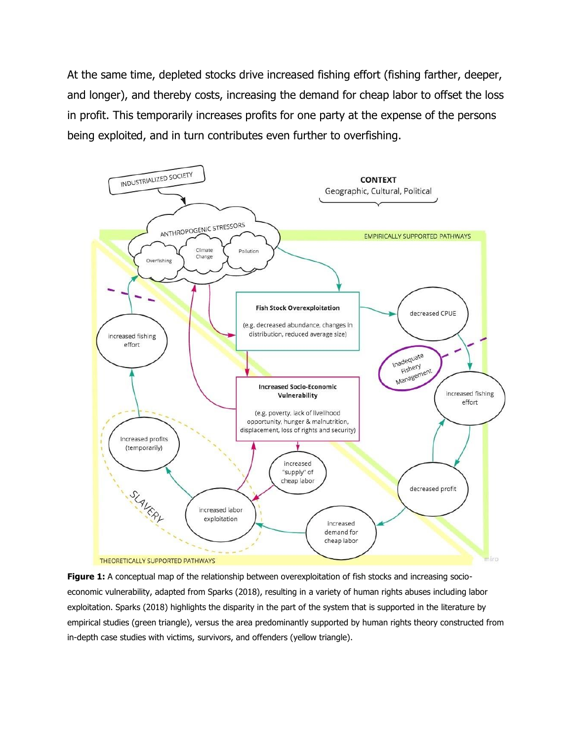At the same time, depleted stocks drive increased fishing effort (fishing farther, deeper, and longer), and thereby costs, increasing the demand for cheap labor to offset the loss in profit. This temporarily increases profits for one party at the expense of the persons being exploited, and in turn contributes even further to overfishing.

**Figure 1:** A conceptual map of the relationship between overexploitation of fish stocks and increasing socio-economic vulnerability, adapted from Sparks (2018), resulting in a variety of human rights abuses including labor exploitation. Sparks (2018) highlights the disparity in the part of the system that is supported in the literature by empirical studies (green triangle), versus the area predominantly supported by human rights theory constructed from in-depth case studies with victims, survivors, and offenders (yellow triangle).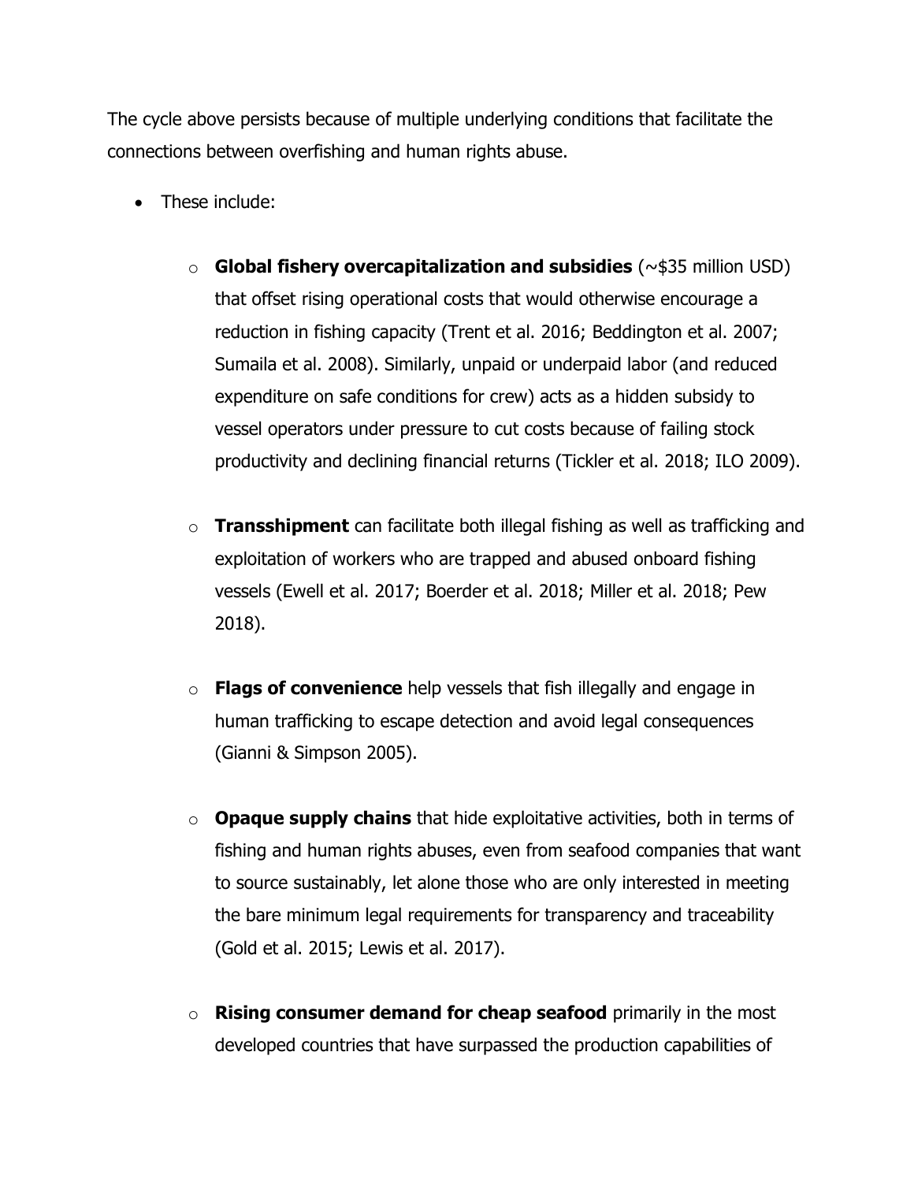The cycle above persists because of multiple underlying conditions that facilitate the connections between overfishing and human rights abuse.

- These include:
  - **Global fishery overcapitalization and subsidies** (~$35 million USD) that offset rising operational costs that would otherwise encourage a reduction in fishing capacity (Trent et al. 2016; Beddington et al. 2007; Sumaila et al. 2008). Similarly, unpaid or underpaid labor (and reduced expenditure on safe conditions for crew) acts as a hidden subsidy to vessel operators under pressure to cut costs because of failing stock productivity and declining financial returns (Tickler et al. 2018; ILO 2009).
  - **Transshipment** can facilitate both illegal fishing as well as trafficking and exploitation of workers who are trapped and abused onboard fishing vessels (Ewell et al. 2017; Boerder et al. 2018; Miller et al. 2018; Pew 2018).
  - **Flags of convenience** help vessels that fish illegally and engage in human trafficking to escape detection and avoid legal consequences (Gianni & Simpson 2005).
  - **Opaque supply chains** that hide exploitative activities, both in terms of fishing and human rights abuses, even from seafood companies that want to source sustainably, let alone those who are only interested in meeting the bare minimum legal requirements for transparency and traceability (Gold et al. 2015; Lewis et al. 2017).
  - **Rising consumer demand for cheap seafood** primarily in the most developed countries that have surpassed the production capabilities of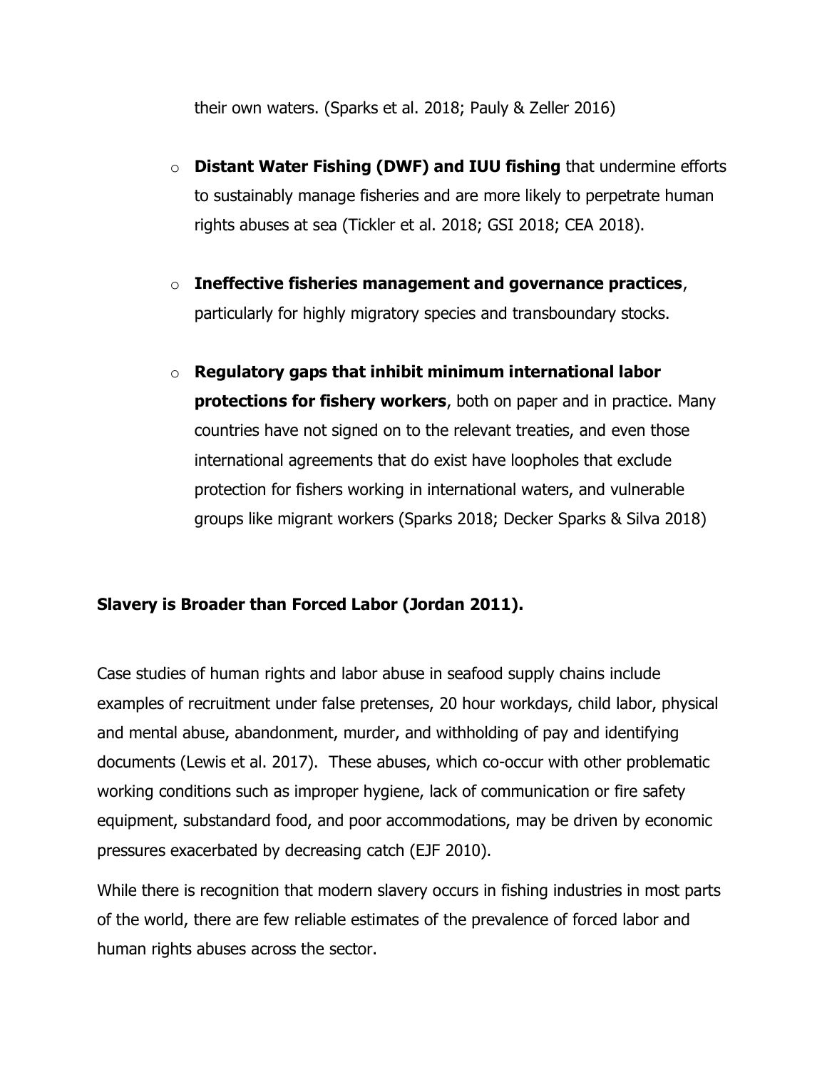their own waters. (Sparks et al. 2018; Pauly & Zeller 2016)

- **Distant Water Fishing (DWF) and IUU fishing** that undermine efforts to sustainably manage fisheries and are more likely to perpetrate human rights abuses at sea (Tickler et al. 2018; GSI 2018; CEA 2018).

- **Ineffective fisheries management and governance practices**, particularly for highly migratory species and transboundary stocks.

- **Regulatory gaps that inhibit minimum international labor protections for fishery workers**, both on paper and in practice. Many countries have not signed on to the relevant treaties, and even those international agreements that do exist have loopholes that exclude protection for fishers working in international waters, and vulnerable groups like migrant workers (Sparks 2018; Decker Sparks & Silva 2018)

**Slavery is Broader than Forced Labor (Jordan 2011).**

Case studies of human rights and labor abuse in seafood supply chains include examples of recruitment under false pretenses, 20 hour workdays, child labor, physical and mental abuse, abandonment, murder, and withholding of pay and identifying documents (Lewis et al. 2017). These abuses, which co-occur with other problematic working conditions such as improper hygiene, lack of communication or fire safety equipment, substandard food, and poor accommodations, may be driven by economic pressures exacerbated by decreasing catch (EJF 2010).

While there is recognition that modern slavery occurs in fishing industries in most parts of the world, there are few reliable estimates of the prevalence of forced labor and human rights abuses across the sector.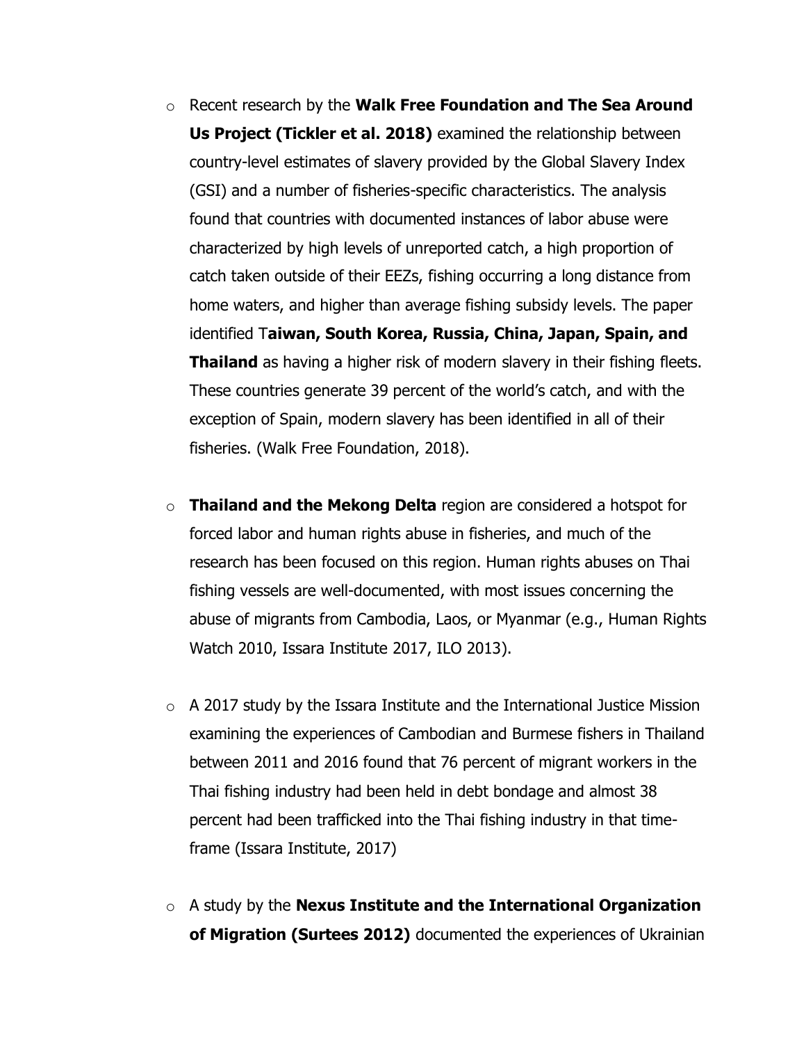- Recent research by the **Walk Free Foundation and The Sea Around Us Project (Tickler et al. 2018)** examined the relationship between country-level estimates of slavery provided by the Global Slavery Index (GSI) and a number of fisheries-specific characteristics. The analysis found that countries with documented instances of labor abuse were characterized by high levels of unreported catch, a high proportion of catch taken outside of their EEZs, fishing occurring a long distance from home waters, and higher than average fishing subsidy levels. The paper identified T**aiwan, South Korea, Russia, China, Japan, Spain, and Thailand** as having a higher risk of modern slavery in their fishing fleets. These countries generate 39 percent of the world's catch, and with the exception of Spain, modern slavery has been identified in all of their fisheries. (Walk Free Foundation, 2018).

- **Thailand and the Mekong Delta** region are considered a hotspot for forced labor and human rights abuse in fisheries, and much of the research has been focused on this region. Human rights abuses on Thai fishing vessels are well-documented, with most issues concerning the abuse of migrants from Cambodia, Laos, or Myanmar (e.g., Human Rights Watch 2010, Issara Institute 2017, ILO 2013).

- A 2017 study by the Issara Institute and the International Justice Mission examining the experiences of Cambodian and Burmese fishers in Thailand between 2011 and 2016 found that 76 percent of migrant workers in the Thai fishing industry had been held in debt bondage and almost 38 percent had been trafficked into the Thai fishing industry in that time-frame (Issara Institute, 2017)

- A study by the **Nexus Institute and the International Organization of Migration (Surtees 2012)** documented the experiences of Ukrainian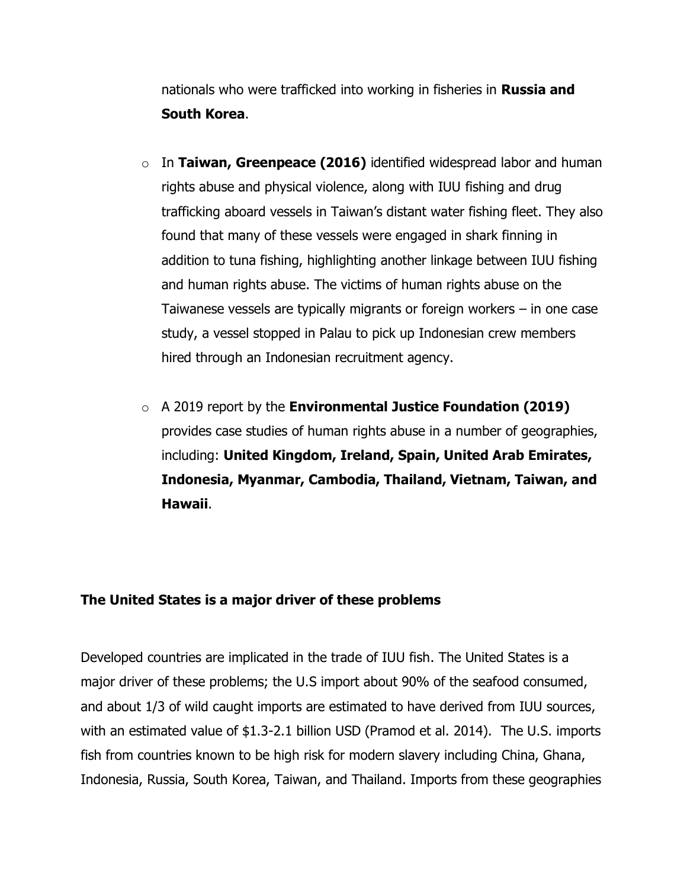nationals who were trafficked into working in fisheries in **Russia and South Korea**.

- In **Taiwan, Greenpeace (2016)** identified widespread labor and human rights abuse and physical violence, along with IUU fishing and drug trafficking aboard vessels in Taiwan's distant water fishing fleet. They also found that many of these vessels were engaged in shark finning in addition to tuna fishing, highlighting another linkage between IUU fishing and human rights abuse. The victims of human rights abuse on the Taiwanese vessels are typically migrants or foreign workers – in one case study, a vessel stopped in Palau to pick up Indonesian crew members hired through an Indonesian recruitment agency.

- A 2019 report by the **Environmental Justice Foundation (2019)** provides case studies of human rights abuse in a number of geographies, including: **United Kingdom, Ireland, Spain, United Arab Emirates, Indonesia, Myanmar, Cambodia, Thailand, Vietnam, Taiwan, and Hawaii**.

**The United States is a major driver of these problems**

Developed countries are implicated in the trade of IUU fish. The United States is a major driver of these problems; the U.S import about 90% of the seafood consumed, and about 1/3 of wild caught imports are estimated to have derived from IUU sources, with an estimated value of $1.3-2.1 billion USD (Pramod et al. 2014). The U.S. imports fish from countries known to be high risk for modern slavery including China, Ghana, Indonesia, Russia, South Korea, Taiwan, and Thailand. Imports from these geographies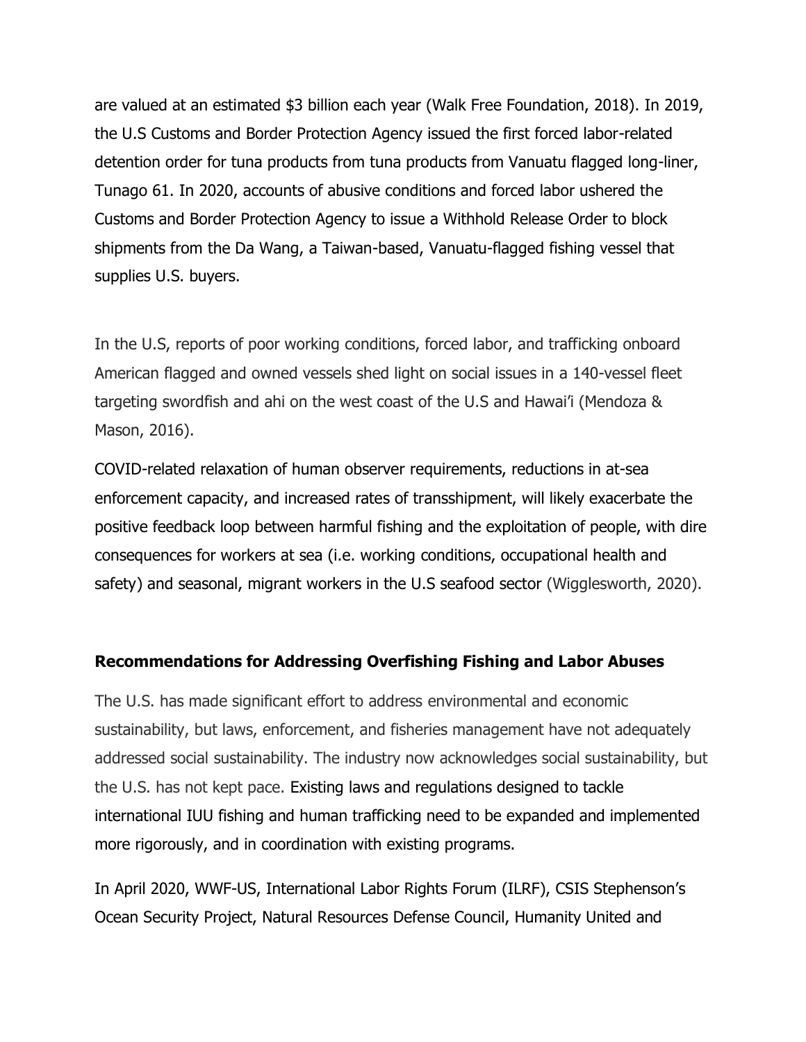are valued at an estimated $3 billion each year (Walk Free Foundation, 2018). In 2019, the U.S Customs and Border Protection Agency issued the first forced labor-related detention order for tuna products from tuna products from Vanuatu flagged long-liner, Tunago 61. In 2020, accounts of abusive conditions and forced labor ushered the Customs and Border Protection Agency to issue a Withhold Release Order to block shipments from the Da Wang, a Taiwan-based, Vanuatu-flagged fishing vessel that supplies U.S. buyers.

In the U.S, reports of poor working conditions, forced labor, and trafficking onboard American flagged and owned vessels shed light on social issues in a 140-vessel fleet targeting swordfish and ahi on the west coast of the U.S and Hawai'i (Mendoza & Mason, 2016).

COVID-related relaxation of human observer requirements, reductions in at-sea enforcement capacity, and increased rates of transshipment, will likely exacerbate the positive feedback loop between harmful fishing and the exploitation of people, with dire consequences for workers at sea (i.e. working conditions, occupational health and safety) and seasonal, migrant workers in the U.S seafood sector (Wigglesworth, 2020).

### Recommendations for Addressing Overfishing Fishing and Labor Abuses

The U.S. has made significant effort to address environmental and economic sustainability, but laws, enforcement, and fisheries management have not adequately addressed social sustainability. The industry now acknowledges social sustainability, but the U.S. has not kept pace. Existing laws and regulations designed to tackle international IUU fishing and human trafficking need to be expanded and implemented more rigorously, and in coordination with existing programs.

In April 2020, WWF-US, International Labor Rights Forum (ILRF), CSIS Stephenson's Ocean Security Project, Natural Resources Defense Council, Humanity United and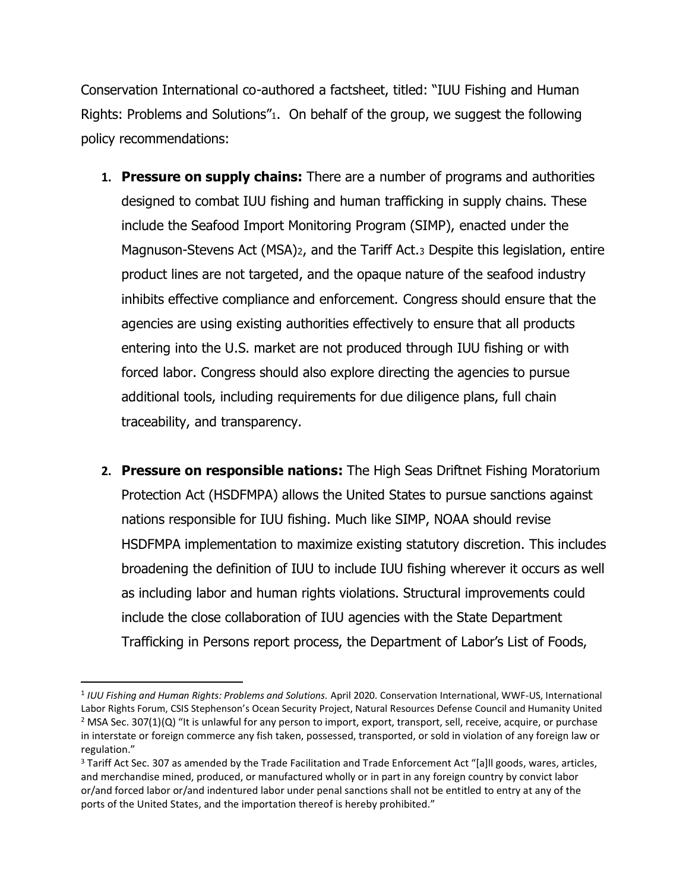Conservation International co-authored a factsheet, titled: "IUU Fishing and Human Rights: Problems and Solutions"[1]. On behalf of the group, we suggest the following policy recommendations:

1. **Pressure on supply chains:** There are a number of programs and authorities designed to combat IUU fishing and human trafficking in supply chains. These include the Seafood Import Monitoring Program (SIMP), enacted under the Magnuson-Stevens Act (MSA)[2], and the Tariff Act.[3] Despite this legislation, entire product lines are not targeted, and the opaque nature of the seafood industry inhibits effective compliance and enforcement. Congress should ensure that the agencies are using existing authorities effectively to ensure that all products entering into the U.S. market are not produced through IUU fishing or with forced labor. Congress should also explore directing the agencies to pursue additional tools, including requirements for due diligence plans, full chain traceability, and transparency.

2. **Pressure on responsible nations:** The High Seas Driftnet Fishing Moratorium Protection Act (HSDFMPA) allows the United States to pursue sanctions against nations responsible for IUU fishing. Much like SIMP, NOAA should revise HSDFMPA implementation to maximize existing statutory discretion. This includes broadening the definition of IUU to include IUU fishing wherever it occurs as well as including labor and human rights violations. Structural improvements could include the close collaboration of IUU agencies with the State Department Trafficking in Persons report process, the Department of Labor's List of Foods,

---

[1] *IUU Fishing and Human Rights: Problems and Solutions.* April 2020. Conservation International, WWF-US, International Labor Rights Forum, CSIS Stephenson's Ocean Security Project, Natural Resources Defense Council and Humanity United

[2] MSA Sec. 307(1)(Q) "It is unlawful for any person to import, export, transport, sell, receive, acquire, or purchase in interstate or foreign commerce any fish taken, possessed, transported, or sold in violation of any foreign law or regulation."

[3] Tariff Act Sec. 307 as amended by the Trade Facilitation and Trade Enforcement Act "[a]ll goods, wares, articles, and merchandise mined, produced, or manufactured wholly or in part in any foreign country by convict labor or/and forced labor or/and indentured labor under penal sanctions shall not be entitled to entry at any of the ports of the United States, and the importation thereof is hereby prohibited."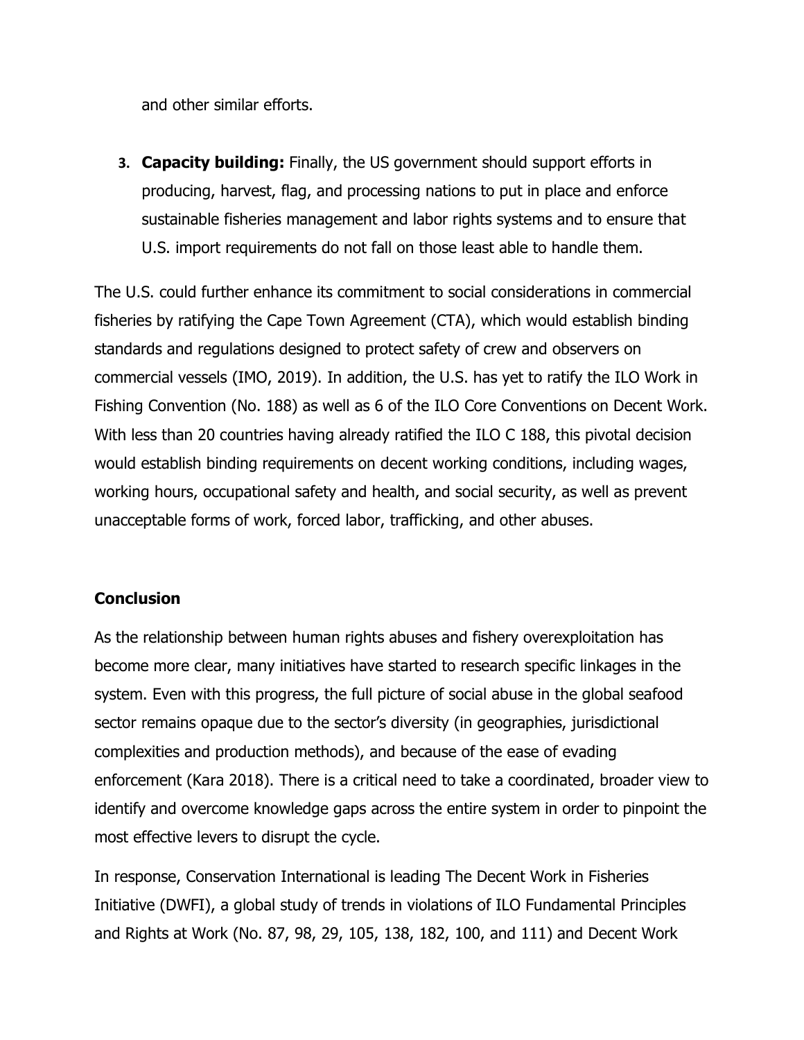and other similar efforts.

3. **Capacity building:** Finally, the US government should support efforts in producing, harvest, flag, and processing nations to put in place and enforce sustainable fisheries management and labor rights systems and to ensure that U.S. import requirements do not fall on those least able to handle them.

The U.S. could further enhance its commitment to social considerations in commercial fisheries by ratifying the Cape Town Agreement (CTA), which would establish binding standards and regulations designed to protect safety of crew and observers on commercial vessels (IMO, 2019). In addition, the U.S. has yet to ratify the ILO Work in Fishing Convention (No. 188) as well as 6 of the ILO Core Conventions on Decent Work. With less than 20 countries having already ratified the ILO C 188, this pivotal decision would establish binding requirements on decent working conditions, including wages, working hours, occupational safety and health, and social security, as well as prevent unacceptable forms of work, forced labor, trafficking, and other abuses.

## Conclusion

As the relationship between human rights abuses and fishery overexploitation has become more clear, many initiatives have started to research specific linkages in the system. Even with this progress, the full picture of social abuse in the global seafood sector remains opaque due to the sector's diversity (in geographies, jurisdictional complexities and production methods), and because of the ease of evading enforcement (Kara 2018). There is a critical need to take a coordinated, broader view to identify and overcome knowledge gaps across the entire system in order to pinpoint the most effective levers to disrupt the cycle.

In response, Conservation International is leading The Decent Work in Fisheries Initiative (DWFI), a global study of trends in violations of ILO Fundamental Principles and Rights at Work (No. 87, 98, 29, 105, 138, 182, 100, and 111) and Decent Work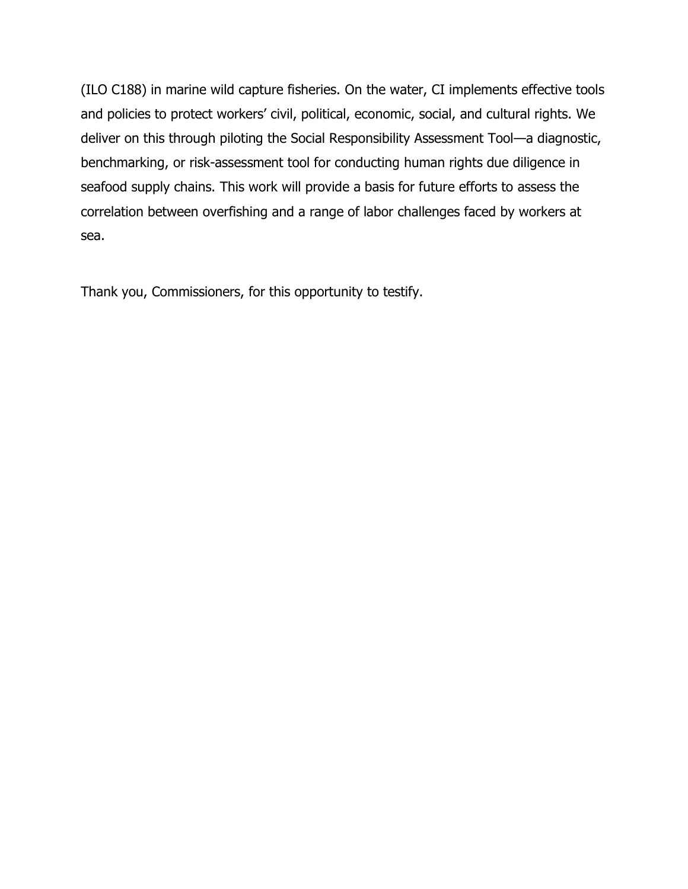(ILO C188) in marine wild capture fisheries. On the water, CI implements effective tools and policies to protect workers' civil, political, economic, social, and cultural rights. We deliver on this through piloting the Social Responsibility Assessment Tool—a diagnostic, benchmarking, or risk-assessment tool for conducting human rights due diligence in seafood supply chains. This work will provide a basis for future efforts to assess the correlation between overfishing and a range of labor challenges faced by workers at sea.

Thank you, Commissioners, for this opportunity to testify.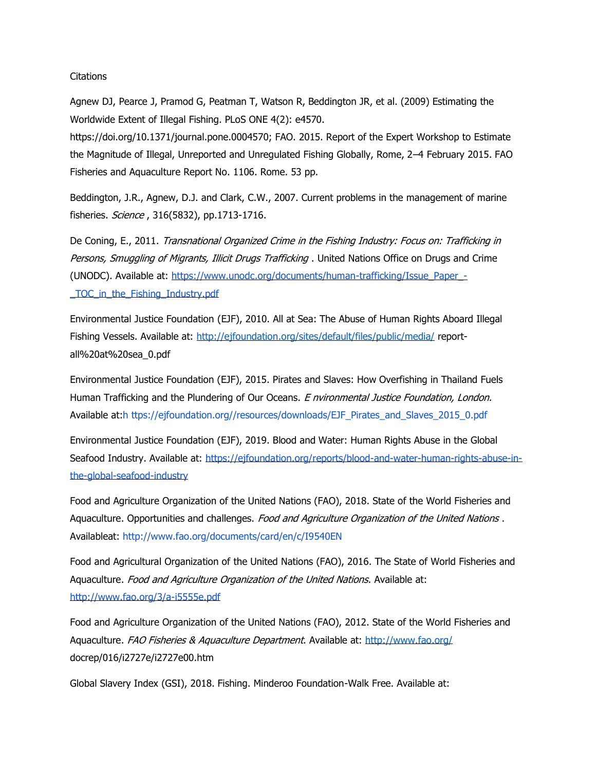Citations

Agnew DJ, Pearce J, Pramod G, Peatman T, Watson R, Beddington JR, et al. (2009) Estimating the Worldwide Extent of Illegal Fishing. PLoS ONE 4(2): e4570. https://doi.org/10.1371/journal.pone.0004570; FAO. 2015. Report of the Expert Workshop to Estimate the Magnitude of Illegal, Unreported and Unregulated Fishing Globally, Rome, 2–4 February 2015. FAO Fisheries and Aquaculture Report No. 1106. Rome. 53 pp.

Beddington, J.R., Agnew, D.J. and Clark, C.W., 2007. Current problems in the management of marine fisheries. *Science* , 316(5832), pp.1713-1716.

De Coning, E., 2011. *Transnational Organized Crime in the Fishing Industry: Focus on: Trafficking in Persons, Smuggling of Migrants, Illicit Drugs Trafficking* . United Nations Office on Drugs and Crime (UNODC). Available at: [https://www.unodc.org/documents/human-trafficking/Issue_Paper_-_TOC_in_the_Fishing_Industry.pdf](https://www.unodc.org/documents/human-trafficking/Issue_Paper_-_TOC_in_the_Fishing_Industry.pdf)

Environmental Justice Foundation (EJF), 2010. All at Sea: The Abuse of Human Rights Aboard Illegal Fishing Vessels. Available at: [http://ejfoundation.org/sites/default/files/public/media/](http://ejfoundation.org/sites/default/files/public/media/) report-all%20at%20sea_0.pdf

Environmental Justice Foundation (EJF), 2015. Pirates and Slaves: How Overfishing in Thailand Fuels Human Trafficking and the Plundering of Our Oceans. *E nvironmental Justice Foundation, London.* Available at:h ttps://ejfoundation.org//resources/downloads/EJF_Pirates_and_Slaves_2015_0.pdf

Environmental Justice Foundation (EJF), 2019. Blood and Water: Human Rights Abuse in the Global Seafood Industry. Available at: [https://ejfoundation.org/reports/blood-and-water-human-rights-abuse-in-the-global-seafood-industry](https://ejfoundation.org/reports/blood-and-water-human-rights-abuse-in-the-global-seafood-industry)

Food and Agriculture Organization of the United Nations (FAO), 2018. State of the World Fisheries and Aquaculture. Opportunities and challenges. *Food and Agriculture Organization of the United Nations* . Availableat: http://www.fao.org/documents/card/en/c/I9540EN

Food and Agricultural Organization of the United Nations (FAO), 2016. The State of World Fisheries and Aquaculture. *Food and Agriculture Organization of the United Nations*. Available at: [http://www.fao.org/3/a-i5555e.pdf](http://www.fao.org/3/a-i5555e.pdf)

Food and Agriculture Organization of the United Nations (FAO), 2012. State of the World Fisheries and Aquaculture. *FAO Fisheries & Aquaculture Department*. Available at: [http://www.fao.org/](http://www.fao.org/) docrep/016/i2727e/i2727e00.htm

Global Slavery Index (GSI), 2018. Fishing. Minderoo Foundation-Walk Free. Available at: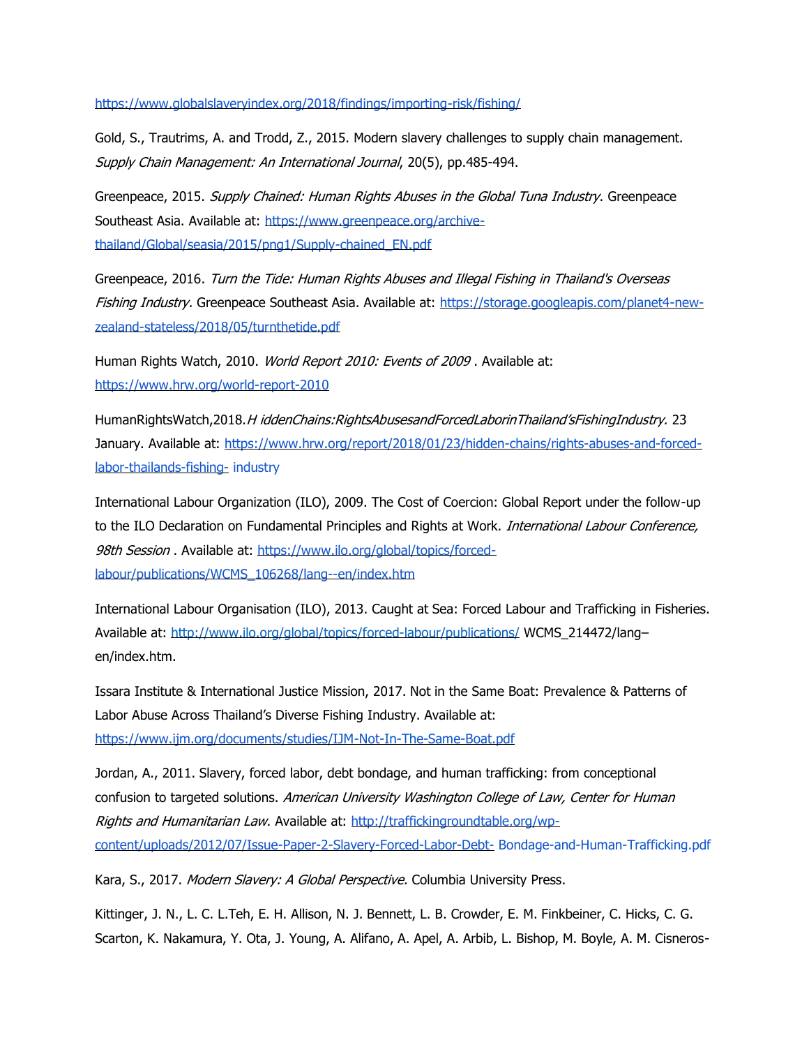https://www.globalslaveryindex.org/2018/findings/importing-risk/fishing/

Gold, S., Trautrims, A. and Trodd, Z., 2015. Modern slavery challenges to supply chain management. *Supply Chain Management: An International Journal*, 20(5), pp.485-494.

Greenpeace, 2015. *Supply Chained: Human Rights Abuses in the Global Tuna Industry*. Greenpeace Southeast Asia. Available at: https://www.greenpeace.org/archive-thailand/Global/seasia/2015/png1/Supply-chained_EN.pdf

Greenpeace, 2016. *Turn the Tide: Human Rights Abuses and Illegal Fishing in Thailand's Overseas Fishing Industry.* Greenpeace Southeast Asia. Available at: https://storage.googleapis.com/planet4-new-zealand-stateless/2018/05/turnthetide.pdf

Human Rights Watch, 2010. *World Report 2010: Events of 2009* . Available at: https://www.hrw.org/world-report-2010

HumanRightsWatch,2018.*H iddenChains:RightsAbusesandForcedLaborinThailand'sFishingIndustry.* 23 January. Available at: https://www.hrw.org/report/2018/01/23/hidden-chains/rights-abuses-and-forced-labor-thailands-fishing- industry

International Labour Organization (ILO), 2009. The Cost of Coercion: Global Report under the follow-up to the ILO Declaration on Fundamental Principles and Rights at Work. *International Labour Conference, 98th Session* . Available at: https://www.ilo.org/global/topics/forced-labour/publications/WCMS_106268/lang--en/index.htm

International Labour Organisation (ILO), 2013. Caught at Sea: Forced Labour and Trafficking in Fisheries. Available at: http://www.ilo.org/global/topics/forced-labour/publications/ WCMS_214472/lang–en/index.htm.

Issara Institute & International Justice Mission, 2017. Not in the Same Boat: Prevalence & Patterns of Labor Abuse Across Thailand's Diverse Fishing Industry. Available at: https://www.ijm.org/documents/studies/IJM-Not-In-The-Same-Boat.pdf

Jordan, A., 2011. Slavery, forced labor, debt bondage, and human trafficking: from conceptional confusion to targeted solutions. *American University Washington College of Law, Center for Human Rights and Humanitarian Law*. Available at: http://traffickingroundtable.org/wp-content/uploads/2012/07/Issue-Paper-2-Slavery-Forced-Labor-Debt- Bondage-and-Human-Trafficking.pdf

Kara, S., 2017. *Modern Slavery: A Global Perspective.* Columbia University Press.

Kittinger, J. N., L. C. L.Teh, E. H. Allison, N. J. Bennett, L. B. Crowder, E. M. Finkbeiner, C. Hicks, C. G. Scarton, K. Nakamura, Y. Ota, J. Young, A. Alifano, A. Apel, A. Arbib, L. Bishop, M. Boyle, A. M. Cisneros-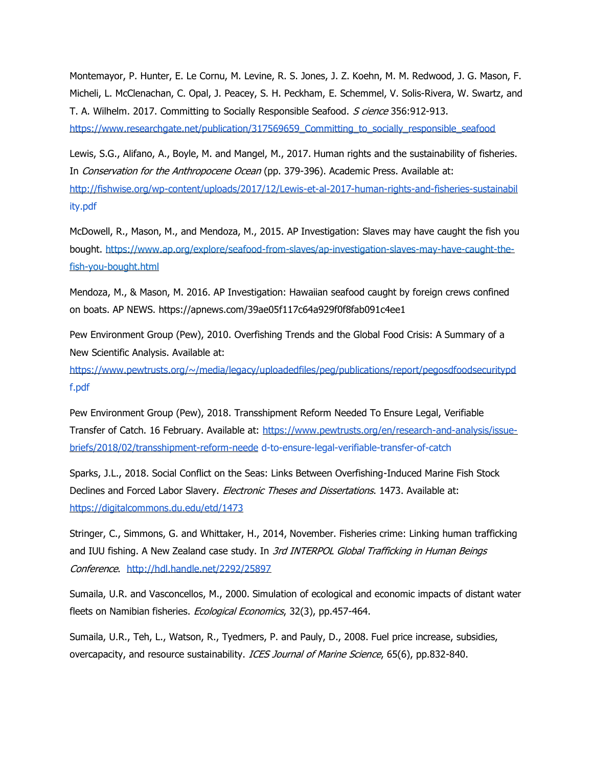Montemayor, P. Hunter, E. Le Cornu, M. Levine, R. S. Jones, J. Z. Koehn, M. M. Redwood, J. G. Mason, F. Micheli, L. McClenachan, C. Opal, J. Peacey, S. H. Peckham, E. Schemmel, V. Solis-Rivera, W. Swartz, and T. A. Wilhelm. 2017. Committing to Socially Responsible Seafood. *S cience* 356:912-913. https://www.researchgate.net/publication/317569659_Committing_to_socially_responsible_seafood

Lewis, S.G., Alifano, A., Boyle, M. and Mangel, M., 2017. Human rights and the sustainability of fisheries. In *Conservation for the Anthropocene Ocean* (pp. 379-396). Academic Press. Available at: http://fishwise.org/wp-content/uploads/2017/12/Lewis-et-al-2017-human-rights-and-fisheries-sustainability.pdf

McDowell, R., Mason, M., and Mendoza, M., 2015. AP Investigation: Slaves may have caught the fish you bought. https://www.ap.org/explore/seafood-from-slaves/ap-investigation-slaves-may-have-caught-the-fish-you-bought.html

Mendoza, M., & Mason, M. 2016. AP Investigation: Hawaiian seafood caught by foreign crews confined on boats. AP NEWS. https://apnews.com/39ae05f117c64a929f0f8fab091c4ee1

Pew Environment Group (Pew), 2010. Overfishing Trends and the Global Food Crisis: A Summary of a New Scientific Analysis. Available at: https://www.pewtrusts.org/~/media/legacy/uploadedfiles/peg/publications/report/pegosdfoodsecuritypdf.pdf

Pew Environment Group (Pew), 2018. Transshipment Reform Needed To Ensure Legal, Verifiable Transfer of Catch. 16 February. Available at: https://www.pewtrusts.org/en/research-and-analysis/issue-briefs/2018/02/transshipment-reform-neede d-to-ensure-legal-verifiable-transfer-of-catch

Sparks, J.L., 2018. Social Conflict on the Seas: Links Between Overfishing-Induced Marine Fish Stock Declines and Forced Labor Slavery. *Electronic Theses and Dissertations*. 1473. Available at: https://digitalcommons.du.edu/etd/1473

Stringer, C., Simmons, G. and Whittaker, H., 2014, November. Fisheries crime: Linking human trafficking and IUU fishing. A New Zealand case study. In *3rd INTERPOL Global Trafficking in Human Beings Conference*. http://hdl.handle.net/2292/25897

Sumaila, U.R. and Vasconcellos, M., 2000. Simulation of ecological and economic impacts of distant water fleets on Namibian fisheries. *Ecological Economics*, 32(3), pp.457-464.

Sumaila, U.R., Teh, L., Watson, R., Tyedmers, P. and Pauly, D., 2008. Fuel price increase, subsidies, overcapacity, and resource sustainability. *ICES Journal of Marine Science*, 65(6), pp.832-840.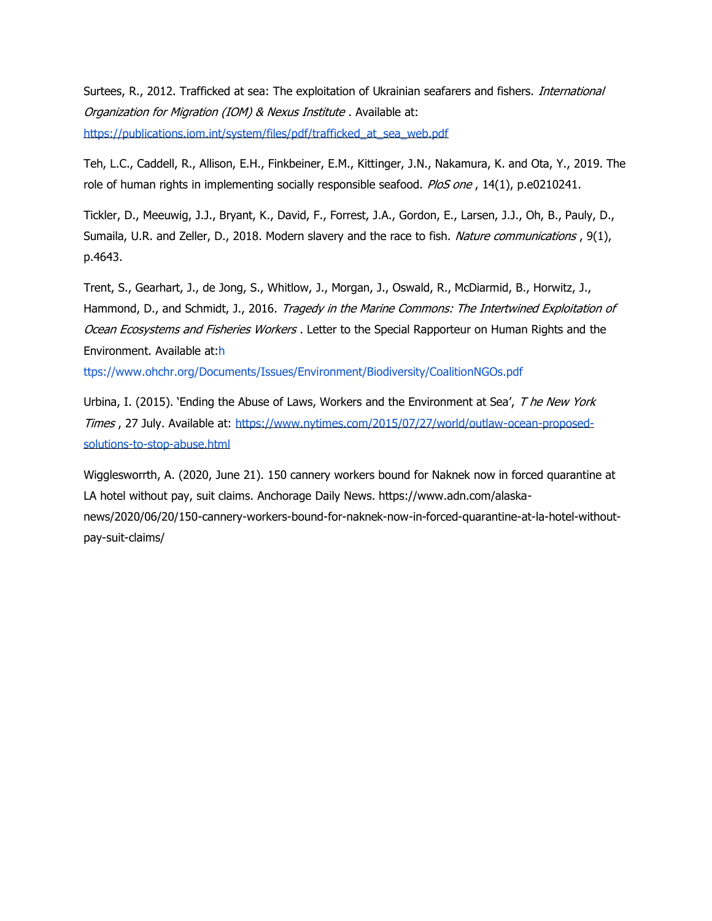Surtees, R., 2012. Trafficked at sea: The exploitation of Ukrainian seafarers and fishers. *International Organization for Migration (IOM) & Nexus Institute* . Available at: https://publications.iom.int/system/files/pdf/trafficked_at_sea_web.pdf

Teh, L.C., Caddell, R., Allison, E.H., Finkbeiner, E.M., Kittinger, J.N., Nakamura, K. and Ota, Y., 2019. The role of human rights in implementing socially responsible seafood. *PloS one* , 14(1), p.e0210241.

Tickler, D., Meeuwig, J.J., Bryant, K., David, F., Forrest, J.A., Gordon, E., Larsen, J.J., Oh, B., Pauly, D., Sumaila, U.R. and Zeller, D., 2018. Modern slavery and the race to fish. *Nature communications* , 9(1), p.4643.

Trent, S., Gearhart, J., de Jong, S., Whitlow, J., Morgan, J., Oswald, R., McDiarmid, B., Horwitz, J., Hammond, D., and Schmidt, J., 2016. *Tragedy in the Marine Commons: The Intertwined Exploitation of Ocean Ecosystems and Fisheries Workers* . Letter to the Special Rapporteur on Human Rights and the Environment. Available at:h ttps://www.ohchr.org/Documents/Issues/Environment/Biodiversity/CoalitionNGOs.pdf

Urbina, I. (2015). 'Ending the Abuse of Laws, Workers and the Environment at Sea', *T he New York Times* , 27 July. Available at: https://www.nytimes.com/2015/07/27/world/outlaw-ocean-proposed-solutions-to-stop-abuse.html

Wigglesworrth, A. (2020, June 21). 150 cannery workers bound for Naknek now in forced quarantine at LA hotel without pay, suit claims. Anchorage Daily News. https://www.adn.com/alaska-news/2020/06/20/150-cannery-workers-bound-for-naknek-now-in-forced-quarantine-at-la-hotel-without-pay-suit-claims/